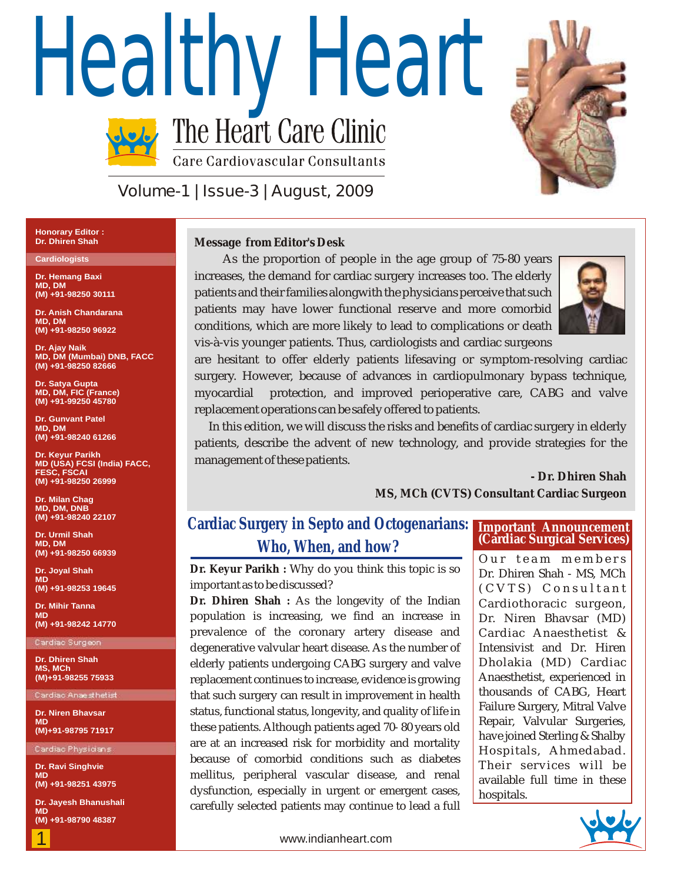# Healthy Heart

## The Heart Care Clinic

Care Cardiovascular Consultants

Volume-1 | Issue-3 | August, 2009

**Honorary Editor :**
**Dr. Dhiren Shah**

**Cardiologists**

**Dr. Hemang Baxi**
**MD, DM**
**(M) +91-98250 30111**

**Dr. Anish Chandarana**
**MD, DM**
**(M) +91-98250 96922**

**Dr. Ajay Naik**
**MD, DM (Mumbai) DNB, FACC**
**(M) +91-98250 82666**

**Dr. Satya Gupta**
**MD, DM, FIC (France)**
**(M) +91-99250 45780**

**Dr. Gunvant Patel**
**MD, DM**
**(M) +91-98240 61266**

**Dr. Keyur Parikh**
**MD (USA) FCSI (India) FACC, FESC, FSCAI**
**(M) +91-98250 26999**

**Dr. Milan Chag**
**MD, DM, DNB**
**(M) +91-98240 22107**

**Dr. Urmil Shah**
**MD, DM**
**(M) +91-98250 66939**

**Dr. Joyal Shah**
**MD**
**(M) +91-98253 19645**

**Dr. Mihir Tanna**
**MD**
**(M) +91-98242 14770**

**Cardiac Surgeon**

**Dr. Dhiren Shah**
**MS, MCh**
**(M)+91-98255 75933**

**Cardiac Anaesthetist**

**Dr. Niren Bhavsar**
**MD**
**(M)+91-98795 71917**

**Cardiac Physicians**

**Dr. Ravi Singhvie**
**MD**
**(M) +91-98251 43975**

**Dr. Jayesh Bhanushali**
**MD**
**(M) +91-98790 48387**

### Message from Editor's Desk

As the proportion of people in the age group of 75-80 years increases, the demand for cardiac surgery increases too. The elderly patients and their families alongwith the physicians perceive that such patients may have lower functional reserve and more comorbid conditions, which are more likely to lead to complications or death vis-à-vis younger patients. Thus, cardiologists and cardiac surgeons are hesitant to offer elderly patients lifesaving or symptom-resolving cardiac surgery. However, because of advances in cardiopulmonary bypass technique, myocardial protection, and improved perioperative care, CABG and valve replacement operations can be safely offered to patients.

In this edition, we will discuss the risks and benefits of cardiac surgery in elderly patients, describe the advent of new technology, and provide strategies for the management of these patients.

**- Dr. Dhiren Shah**
**MS, MCh (CVTS) Consultant Cardiac Surgeon**

## Cardiac Surgery in Septo and Octogenarians: Who, When, and how?

**Dr. Keyur Parikh :** Why do you think this topic is so important as to be discussed?

**Dr. Dhiren Shah :** As the longevity of the Indian population is increasing, we find an increase in prevalence of the coronary artery disease and degenerative valvular heart disease. As the number of elderly patients undergoing CABG surgery and valve replacement continues to increase, evidence is growing that such surgery can result in improvement in health status, functional status, longevity, and quality of life in these patients. Although patients aged 70- 80 years old are at an increased risk for morbidity and mortality because of comorbid conditions such as diabetes mellitus, peripheral vascular disease, and renal dysfunction, especially in urgent or emergent cases, carefully selected patients may continue to lead a full

### Important Announcement (Cardiac Surgical Services)

Our team members Dr. Dhiren Shah - MS, MCh (CVTS) Consultant Cardiothoracic surgeon, Dr. Niren Bhavsar (MD) Cardiac Anaesthetist & Intensivist and Dr. Hiren Dholakia (MD) Cardiac Anaesthetist, experienced in thousands of CABG, Heart Failure Surgery, Mitral Valve Repair, Valvular Surgeries, have joined Sterling & Shalby Hospitals, Ahmedabad. Their services will be available full time in these hospitals.

www.indianheart.com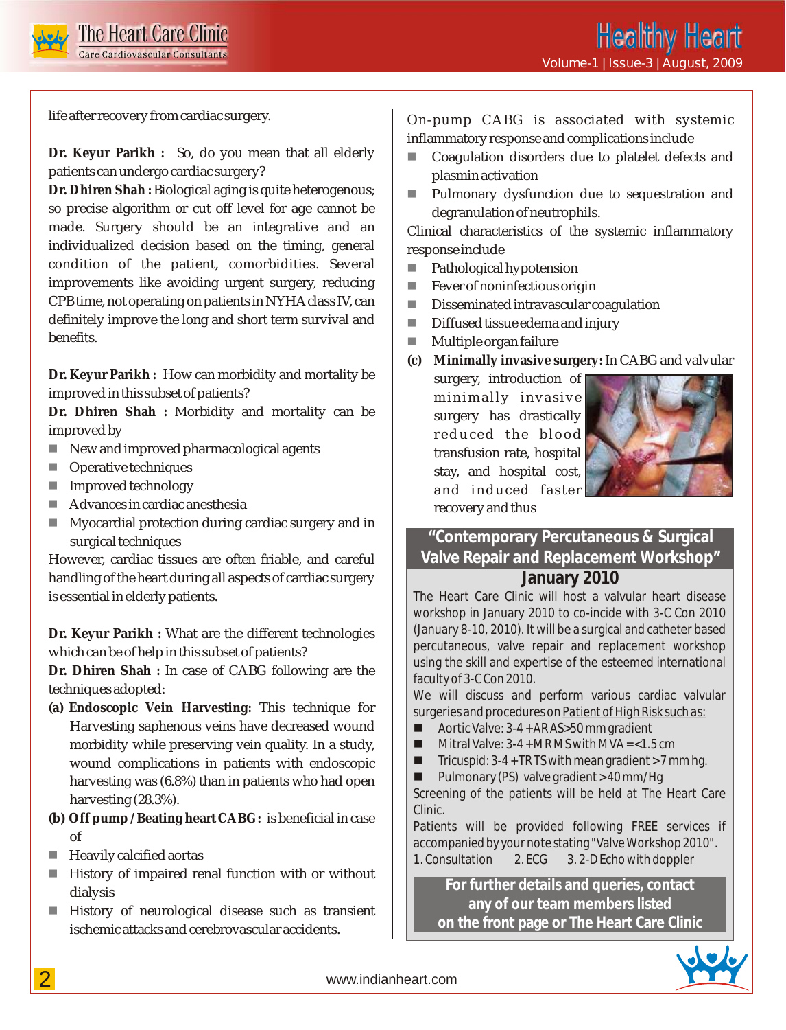life after recovery from cardiac surgery.

**Dr. Keyur Parikh :** So, do you mean that all elderly patients can undergo cardiac surgery?

**Dr. Dhiren Shah :** Biological aging is quite heterogenous; so precise algorithm or cut off level for age cannot be made. Surgery should be an integrative and an individualized decision based on the timing, general condition of the patient, comorbidities. Several improvements like avoiding urgent surgery, reducing CPB time, not operating on patients in NYHA class IV, can definitely improve the long and short term survival and benefits.

**Dr. Keyur Parikh :** How can morbidity and mortality be improved in this subset of patients?

**Dr. Dhiren Shah :** Morbidity and mortality can be improved by

- New and improved pharmacological agents
- Operative techniques
- Improved technology
- Advances in cardiac anesthesia
- Myocardial protection during cardiac surgery and in surgical techniques

However, cardiac tissues are often friable, and careful handling of the heart during all aspects of cardiac surgery is essential in elderly patients.

**Dr. Keyur Parikh :** What are the different technologies which can be of help in this subset of patients?

**Dr. Dhiren Shah :** In case of CABG following are the techniques adopted:

**(a) Endoscopic Vein Harvesting:** This technique for Harvesting saphenous veins have decreased wound morbidity while preserving vein quality. In a study, wound complications in patients with endoscopic harvesting was (6.8%) than in patients who had open harvesting (28.3%).

**(b) Off pump / Beating heart CABG:** is beneficial in case of

- Heavily calcified aortas
- History of impaired renal function with or without dialysis
- History of neurological disease such as transient ischemic attacks and cerebrovascular accidents.

On-pump CABG is associated with systemic inflammatory response and complications include

- Coagulation disorders due to platelet defects and plasmin activation
- Pulmonary dysfunction due to sequestration and degranulation of neutrophils.

Clinical characteristics of the systemic inflammatory response include

- Pathological hypotension
- Fever of noninfectious origin
- Disseminated intravascular coagulation
- Diffused tissue edema and injury
- Multiple organ failure

**(c) Minimally invasive surgery:** In CABG and valvular surgery, introduction of minimally invasive surgery has drastically reduced the blood transfusion rate, hospital stay, and hospital cost, and induced faster recovery and thus

## "Contemporary Percutaneous & Surgical Valve Repair and Replacement Workshop" January 2010

The Heart Care Clinic will host a valvular heart disease workshop in January 2010 to co-incide with 3-C Con 2010 (January 8-10, 2010). It will be a surgical and catheter based percutaneous, valve repair and replacement workshop using the skill and expertise of the esteemed international faculty of 3-C Con 2010.

We will discuss and perform various cardiac valvular surgeries and procedures on Patient of High Risk such as:

- Aortic Valve: 3-4 + AR AS>50 mm gradient
- Mitral Valve: 3-4 + MR MS with MVA = <1.5 cm
- Tricuspid: 3-4 + TR TS with mean gradient > 7 mm hg.
- Pulmonary (PS) valve gradient > 40 mm/Hg

Screening of the patients will be held at The Heart Care Clinic.

Patients will be provided following FREE services if accompanied by your note stating "Valve Workshop 2010".

1. Consultation 2. ECG 3. 2-D Echo with doppler

**For further details and queries, contact any of our team members listed on the front page or The Heart Care Clinic**

www.indianheart.com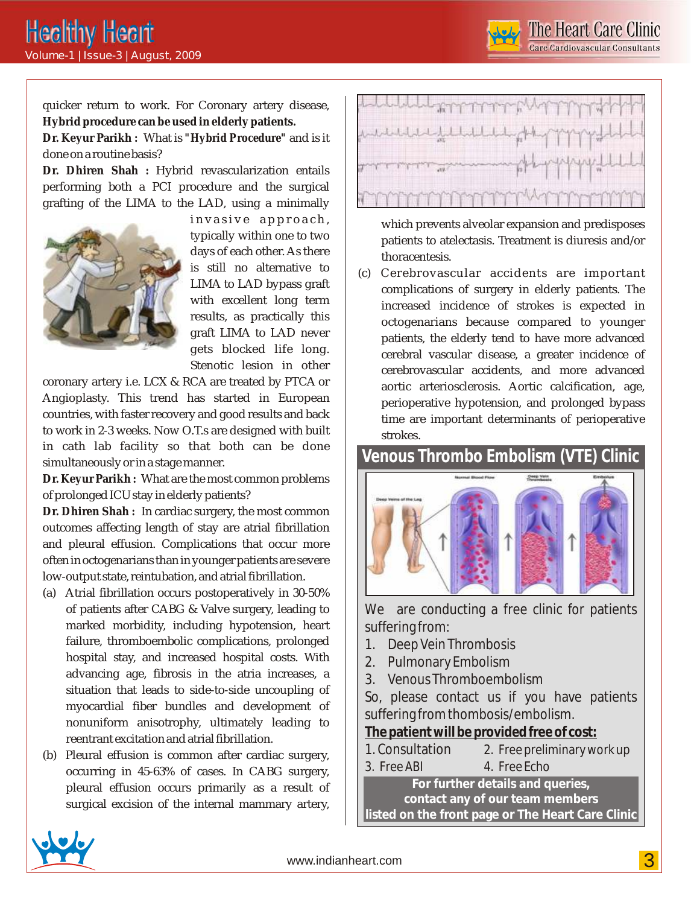quicker return to work. For Coronary artery disease, **Hybrid procedure can be used in elderly patients.**

**Dr. Keyur Parikh :** What is **"Hybrid Procedure"** and is it done on a routine basis?

**Dr. Dhiren Shah :** Hybrid revascularization entails performing both a PCI procedure and the surgical grafting of the LIMA to the LAD, using a minimally invasive approach, typically within one to two days of each other. As there is still no alternative to LIMA to LAD bypass graft with excellent long term results, as practically this graft LIMA to LAD never gets blocked life long. Stenotic lesion in other coronary artery i.e. LCX & RCA are treated by PTCA or Angioplasty. This trend has started in European countries, with faster recovery and good results and back to work in 2-3 weeks. Now O.T.s are designed with built in cath lab facility so that both can be done simultaneously or in a stage manner.

**Dr. Keyur Parikh :** What are the most common problems of prolonged ICU stay in elderly patients?

**Dr. Dhiren Shah :** In cardiac surgery, the most common outcomes affecting length of stay are atrial fibrillation and pleural effusion. Complications that occur more often in octogenarians than in younger patients are severe low-output state, reintubation, and atrial fibrillation.

(a) Atrial fibrillation occurs postoperatively in 30-50% of patients after CABG & Valve surgery, leading to marked morbidity, including hypotension, heart failure, thromboembolic complications, prolonged hospital stay, and increased hospital costs. With advancing age, fibrosis in the atria increases, a situation that leads to side-to-side uncoupling of myocardial fiber bundles and development of nonuniform anisotrophy, ultimately leading to reentrant excitation and atrial fibrillation.

(b) Pleural effusion is common after cardiac surgery, occurring in 45-63% of cases. In CABG surgery, pleural effusion occurs primarily as a result of surgical excision of the internal mammary artery, which prevents alveolar expansion and predisposes patients to atelectasis. Treatment is diuresis and/or thoracentesis.

(c) Cerebrovascular accidents are important complications of surgery in elderly patients. The increased incidence of strokes is expected in octogenarians because compared to younger patients, the elderly tend to have more advanced cerebral vascular disease, a greater incidence of cerebrovascular accidents, and more advanced aortic arteriosclerosis. Aortic calcification, age, perioperative hypotension, and prolonged bypass time are important determinants of perioperative strokes.

## Venous Thrombo Embolism (VTE) Clinic

We are conducting a free clinic for patients suffering from:

1. Deep Vein Thrombosis
2. Pulmonary Embolism
3. Venous Thromboembolism

So, please contact us if you have patients suffering from thombosis/embolism.

**The patient will be provided free of cost:**

1. Consultation
2. Free preliminary work up
3. Free ABI
4. Free Echo

**For further details and queries, contact any of our team members listed on the front page or The Heart Care Clinic**

www.indianheart.com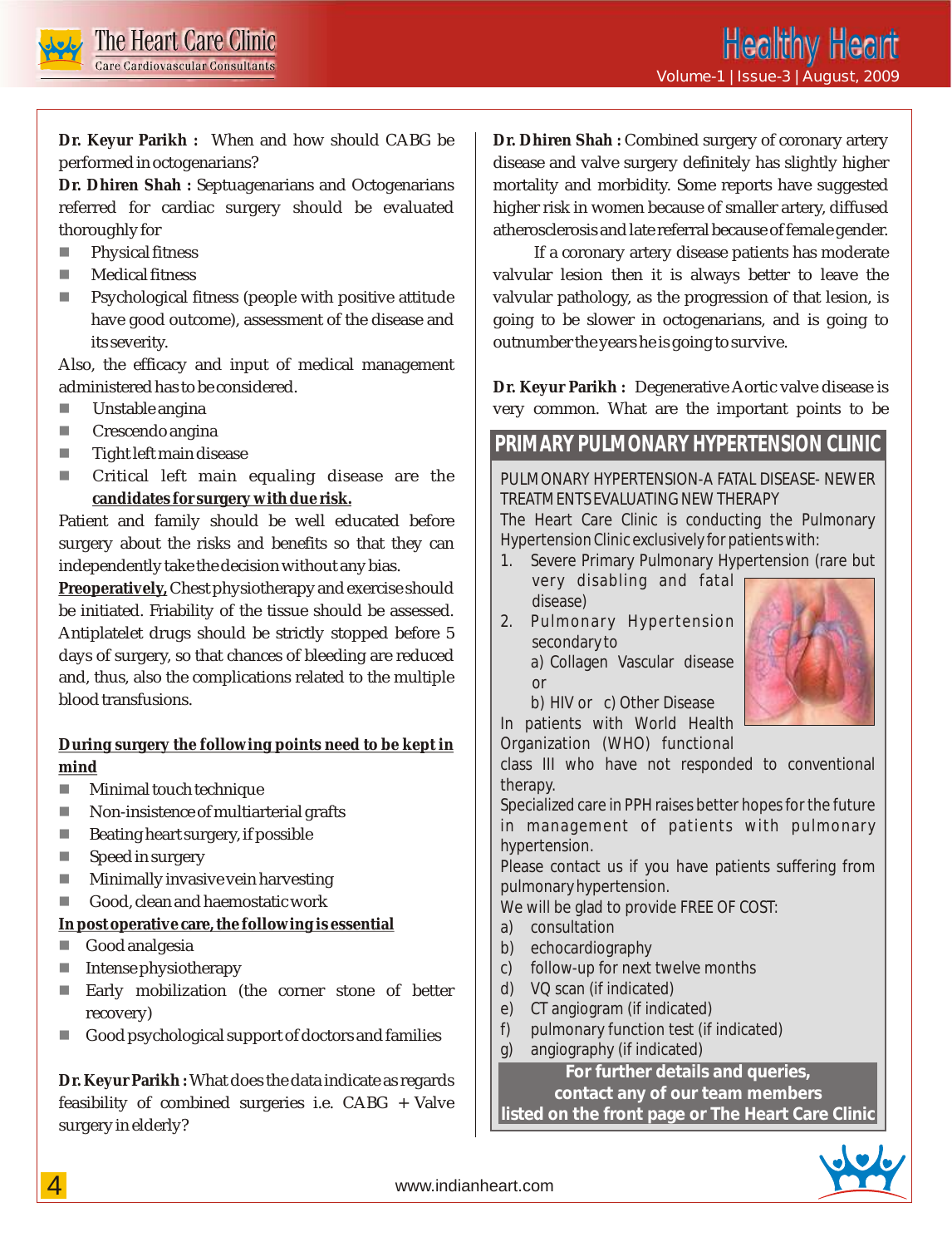**Dr. Keyur Parikh :** When and how should CABG be performed in octogenarians?

**Dr. Dhiren Shah :** Septuagenarians and Octogenarians referred for cardiac surgery should be evaluated thoroughly for

- Physical fitness
- Medical fitness
- Psychological fitness (people with positive attitude have good outcome), assessment of the disease and its severity.

Also, the efficacy and input of medical management administered has to be considered.

- Unstable angina
- Crescendo angina
- Tight left main disease
- Critical left main equaling disease are the **candidates for surgery with due risk.**

Patient and family should be well educated before surgery about the risks and benefits so that they can independently take the decision without any bias.

**Preoperatively,** Chest physiotherapy and exercise should be initiated. Friability of the tissue should be assessed. Antiplatelet drugs should be strictly stopped before 5 days of surgery, so that chances of bleeding are reduced and, thus, also the complications related to the multiple blood transfusions.

**During surgery the following points need to be kept in mind**

- Minimal touch technique
- Non-insistence of multiarterial grafts
- Beating heart surgery, if possible
- Speed in surgery
- Minimally invasive vein harvesting
- Good, clean and haemostatic work

**In post operative care, the following is essential**

- Good analgesia
- Intense physiotherapy
- Early mobilization (the corner stone of better recovery)
- Good psychological support of doctors and families

**Dr. Keyur Parikh :** What does the data indicate as regards feasibility of combined surgeries i.e. CABG + Valve surgery in elderly?

**Dr. Dhiren Shah :** Combined surgery of coronary artery disease and valve surgery definitely has slightly higher mortality and morbidity. Some reports have suggested higher risk in women because of smaller artery, diffused atherosclerosis and late referral because of female gender.

If a coronary artery disease patients has moderate valvular lesion then it is always better to leave the valvular pathology, as the progression of that lesion, is going to be slower in octogenarians, and is going to outnumber the years he is going to survive.

**Dr. Keyur Parikh :** Degenerative Aortic valve disease is very common. What are the important points to be

## PRIMARY PULMONARY HYPERTENSION CLINIC

PULMONARY HYPERTENSION-A FATAL DISEASE- NEWER TREATMENTS EVALUATING NEW THERAPY

The Heart Care Clinic is conducting the Pulmonary Hypertension Clinic exclusively for patients with:

1. Severe Primary Pulmonary Hypertension (rare but very disabling and fatal disease)
2. Pulmonary Hypertension secondary to
   a) Collagen Vascular disease or
   b) HIV or c) Other Disease

In patients with World Health Organization (WHO) functional class III who have not responded to conventional therapy.

Specialized care in PPH raises better hopes for the future in management of patients with pulmonary hypertension.

Please contact us if you have patients suffering from pulmonary hypertension.

We will be glad to provide FREE OF COST:

a) consultation
b) echocardiography
c) follow-up for next twelve months
d) VQ scan (if indicated)
e) CT angiogram (if indicated)
f) pulmonary function test (if indicated)
g) angiography (if indicated)

**For further details and queries, contact any of our team members listed on the front page or The Heart Care Clinic**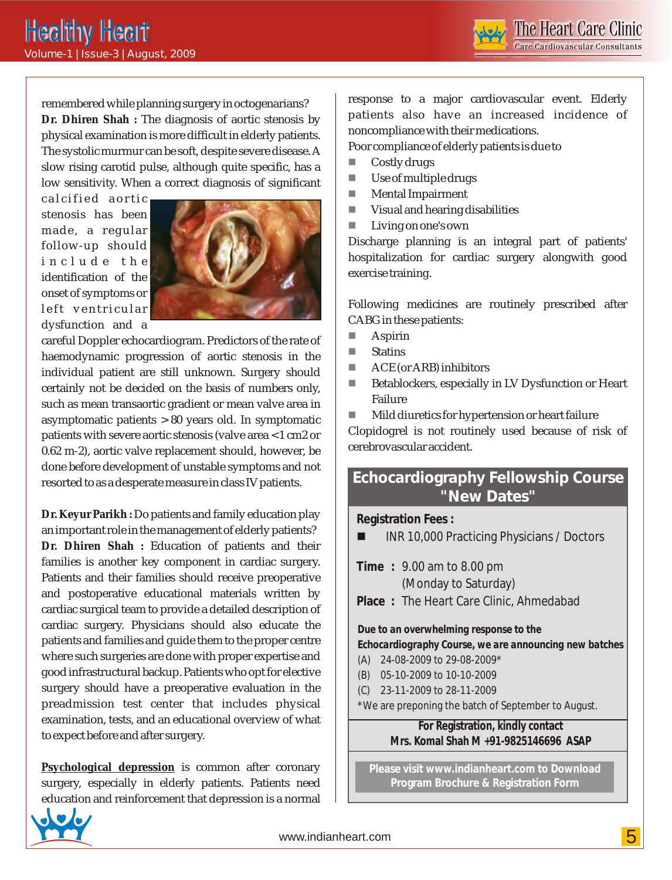remembered while planning surgery in octogenarians?

**Dr. Dhiren Shah :** The diagnosis of aortic stenosis by physical examination is more difficult in elderly patients. The systolic murmur can be soft, despite severe disease. A slow rising carotid pulse, although quite specific, has a low sensitivity. When a correct diagnosis of significant calcified aortic stenosis has been made, a regular follow-up should include the identification of the onset of symptoms or left ventricular dysfunction and a careful Doppler echocardiogram. Predictors of the rate of haemodynamic progression of aortic stenosis in the individual patient are still unknown. Surgery should certainly not be decided on the basis of numbers only, such as mean transaortic gradient or mean valve area in asymptomatic patients > 80 years old. In symptomatic patients with severe aortic stenosis (valve area <1 cm2 or 0.62 m-2), aortic valve replacement should, however, be done before development of unstable symptoms and not resorted to as a desperate measure in class IV patients.

**Dr. Keyur Parikh :** Do patients and family education play an important role in the management of elderly patients?

**Dr. Dhiren Shah :** Education of patients and their families is another key component in cardiac surgery. Patients and their families should receive preoperative and postoperative educational materials written by cardiac surgical team to provide a detailed description of cardiac surgery. Physicians should also educate the patients and families and guide them to the proper centre where such surgeries are done with proper expertise and good infrastructural backup. Patients who opt for elective surgery should have a preoperative evaluation in the preadmission test center that includes physical examination, tests, and an educational overview of what to expect before and after surgery.

**Psychological depression** is common after coronary surgery, especially in elderly patients. Patients need education and reinforcement that depression is a normal response to a major cardiovascular event. Elderly patients also have an increased incidence of noncompliance with their medications.

Poor compliance of elderly patients is due to

- Costly drugs
- Use of multiple drugs
- Mental Impairment
- Visual and hearing disabilities
- Living on one's own

Discharge planning is an integral part of patients' hospitalization for cardiac surgery alongwith good exercise training.

Following medicines are routinely prescribed after CABG in these patients:

- Aspirin
- Statins
- ACE (or ARB) inhibitors
- Betablockers, especially in LV Dysfunction or Heart Failure
- Mild diuretics for hypertension or heart failure

Clopidogrel is not routinely used because of risk of cerebrovascular accident.

## Echocardiography Fellowship Course "New Dates"

**Registration Fees :**

- INR 10,000 Practicing Physicians / Doctors

**Time :** 9.00 am to 8.00 pm (Monday to Saturday)

**Place :** The Heart Care Clinic, Ahmedabad

**Due to an overwhelming response to the Echocardiography Course, we are announcing new batches**

(A) 24-08-2009 to 29-08-2009*
(B) 05-10-2009 to 10-10-2009
(C) 23-11-2009 to 28-11-2009

*We are preponing the batch of September to August.

**For Registration, kindly contact Mrs. Komal Shah M +91-9825146696 ASAP**

**Please visit www.indianheart.com to Download Program Brochure & Registration Form**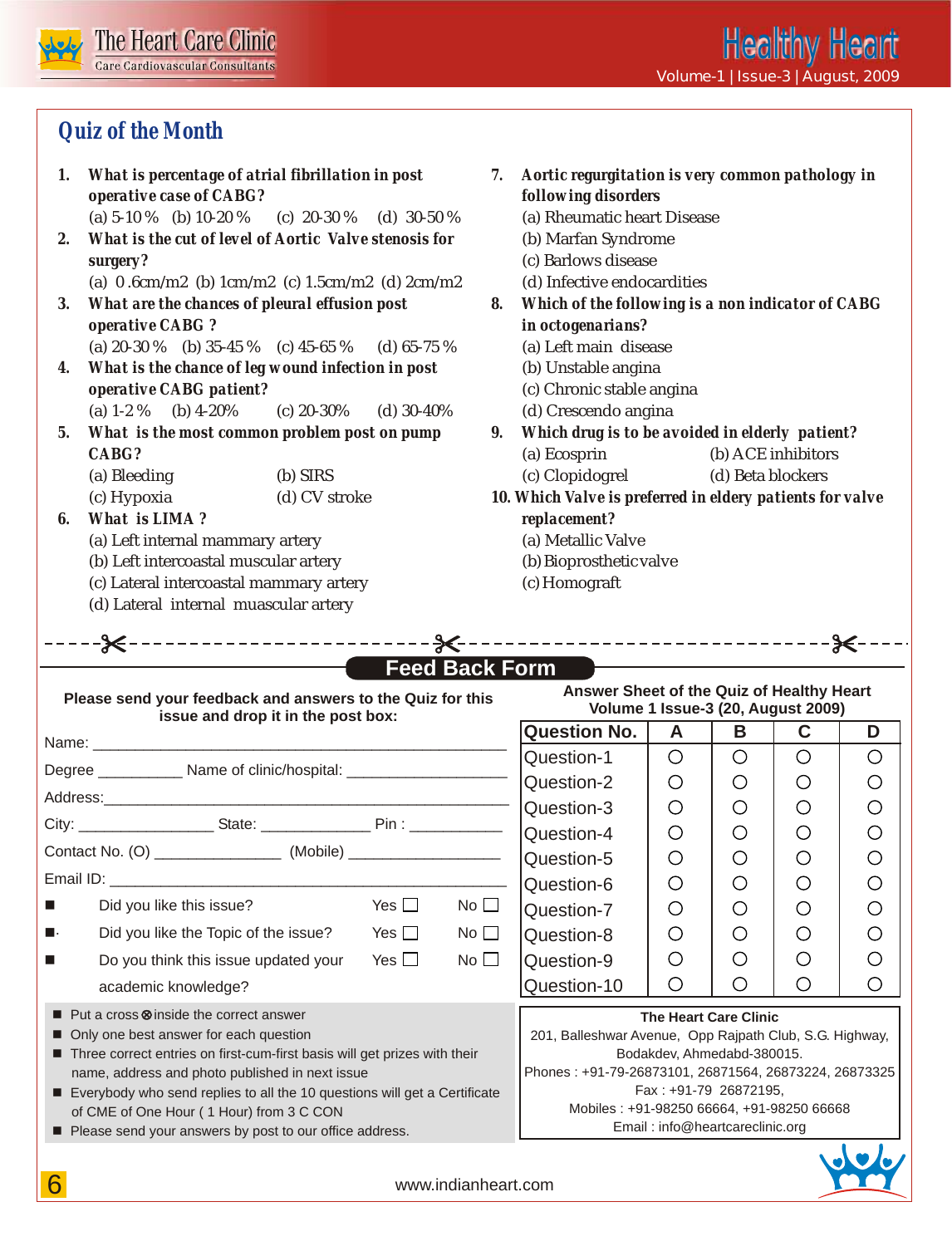## Quiz of the Month

1. **What is percentage of atrial fibrillation in post operative case of CABG?**
   (a) 5-10 % (b) 10-20 % (c) 20-30 % (d) 30-50 %
2. **What is the cut of level of Aortic Valve stenosis for surgery?**
   (a) 0 .6cm/m2 (b) 1cm/m2 (c) 1.5cm/m2 (d) 2cm/m2
3. **What are the chances of pleural effusion post operative CABG ?**
   (a) 20-30 % (b) 35-45 % (c) 45-65 % (d) 65-75 %
4. **What is the chance of leg wound infection in post operative CABG patient?**
   (a) 1-2 % (b) 4-20% (c) 20-30% (d) 30-40%
5. **What is the most common problem post on pump CABG?**
   (a) Bleeding (b) SIRS
   (c) Hypoxia (d) CV stroke
6. **What is LIMA ?**
   (a) Left internal mammary artery
   (b) Left intercoastal muscular artery
   (c) Lateral intercoastal mammary artery
   (d) Lateral internal muascular artery
7. **Aortic regurgitation is very common pathology in following disorders**
   (a) Rheumatic heart Disease
   (b) Marfan Syndrome
   (c) Barlows disease
   (d) Infective endocardities
8. **Which of the following is a non indicator of CABG in octogenarians?**
   (a) Left main disease
   (b) Unstable angina
   (c) Chronic stable angina
   (d) Crescendo angina
9. **Which drug is to be avoided in elderly patient?**
   (a) Ecosprin (b) ACE inhibitors
   (c) Clopidogrel (d) Beta blockers
10. **Which Valve is preferred in eldery patients for valve replacement?**
    (a) Metallic Valve
    (b) Bioprostheticvalve
    (c) Homograft

## Feed Back Form

**Please send your feedback and answers to the Quiz for this issue and drop it in the post box:**

Name: ____________________________________________

Degree __________ Name of clinic/hospital: ___________________

Address:__________________________________________

City: ________________ State: _____________ Pin : ___________

Contact No. (O) _______________ (Mobile) _________________

Email ID: _________________________________________

- Did you like this issue? Yes ☐ No ☐
- Did you like the Topic of the issue? Yes ☐ No ☐
- Do you think this issue updated your academic knowledge? Yes ☐ No ☐

- Put a cross ⊗ inside the correct answer
- Only one best answer for each question
- Three correct entries on first-cum-first basis will get prizes with their name, address and photo published in next issue
- Everybody who send replies to all the 10 questions will get a Certificate of CME of One Hour ( 1 Hour) from 3 C CON
- Please send your answers by post to our office address.

**Answer Sheet of the Quiz of Healthy Heart Volume 1 Issue-3 (20, August 2009)**

| Question No. | A | B | C | D |
|---|---|---|---|---|
| Question-1 | ○ | ○ | ○ | ○ |
| Question-2 | ○ | ○ | ○ | ○ |
| Question-3 | ○ | ○ | ○ | ○ |
| Question-4 | ○ | ○ | ○ | ○ |
| Question-5 | ○ | ○ | ○ | ○ |
| Question-6 | ○ | ○ | ○ | ○ |
| Question-7 | ○ | ○ | ○ | ○ |
| Question-8 | ○ | ○ | ○ | ○ |
| Question-9 | ○ | ○ | ○ | ○ |
| Question-10 | ○ | ○ | ○ | ○ |

**The Heart Care Clinic**
201, Balleshwar Avenue, Opp Rajpath Club, S.G. Highway,
Bodakdev, Ahmedabd-380015.
Phones : +91-79-26873101, 26871564, 26873224, 26873325
Fax : +91-79 26872195,
Mobiles : +91-98250 66664, +91-98250 66668
Email : info@heartcareclinic.org

www.indianheart.com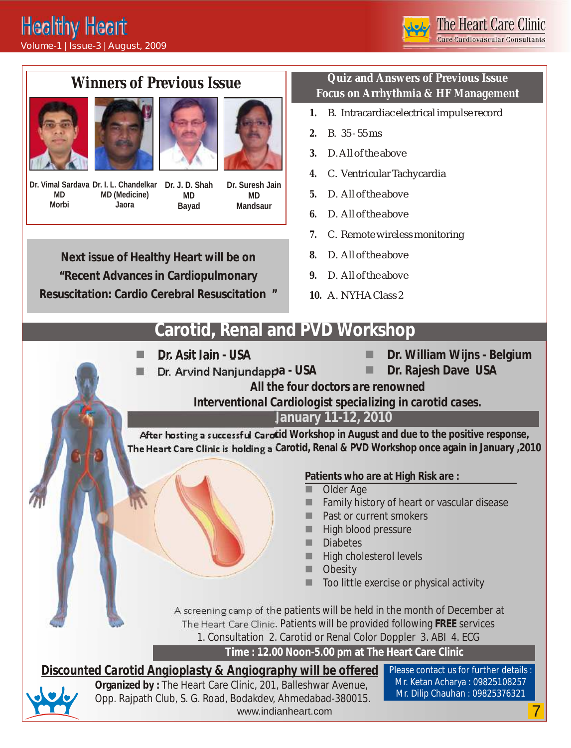## Winners of Previous Issue

| Dr. Vimal Sardava | Dr. I. L. Chandelkar | Dr. J. D. Shah | Dr. Suresh Jain |
|---|---|---|---|
| MD | MD (Medicine) | MD | MD |
| Morbi | Jaora | Bayad | Mandsaur |

**Next issue of Healthy Heart will be on "Recent Advances in Cardiopulmonary Resuscitation: Cardio Cerebral Resuscitation "**

## Quiz and Answers of Previous Issue
## Focus on Arrhythmia & HF Management

1. B. Intracardiac electrical impulse record
2. B. 35 - 55 ms
3. D. All of the above
4. C. Ventricular Tachycardia
5. D. All of the above
6. D. All of the above
7. C. Remote wireless monitoring
8. D. All of the above
9. D. All of the above
10. A. NYHA Class 2

## Carotid, Renal and PVD Workshop

- **Dr. Asit Jain - USA**
- Dr. Arvind Nanjundappa - USA
- **Dr. William Wijns - Belgium**
- **Dr. Rajesh Dave USA**

**All the four doctors are renowned Interventional Cardiologist specializing in carotid cases.**

**January 11-12, 2010**

After hosting a successful Carotid Workshop in August and due to the positive response, The Heart Care Clinic is holding a Carotid, Renal & PVD Workshop once again in January ,2010

**Patients who are at High Risk are :**

- Older Age
- Family history of heart or vascular disease
- Past or current smokers
- High blood pressure
- Diabetes
- High cholesterol levels
- Obesity
- Too little exercise or physical activity

A screening camp of the patients will be held in the month of December at The Heart Care Clinic. Patients will be provided following **FREE** services
1. Consultation 2. Carotid or Renal Color Doppler 3. ABI 4. ECG

**Time : 12.00 Noon-5.00 pm at The Heart Care Clinic**

**Discounted Carotid Angioplasty & Angiography will be offered**

**Organized by :** The Heart Care Clinic, 201, Balleshwar Avenue, Opp. Rajpath Club, S. G. Road, Bodakdev, Ahmedabad-380015.
www.indianheart.com

Please contact us for further details :
Mr. Ketan Acharya : 09825108257
Mr. Dilip Chauhan : 09825376321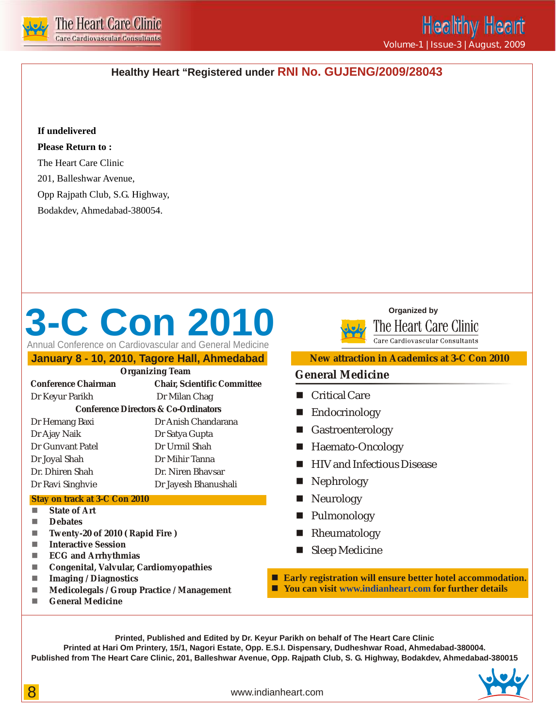Healthy Heart "Registered under **RNI No. GUJENG/2009/28043**

**If undelivered**

**Please Return to :**

The Heart Care Clinic
201, Balleshwar Avenue,
Opp Rajpath Club, S.G. Highway,
Bodakdev, Ahmedabad-380054.

# 3-C Con 2010

Annual Conference on Cardiovascular and General Medicine

**January 8 - 10, 2010, Tagore Hall, Ahmedabad**

### Organizing Team

| | |
|---|---|
| **Conference Chairman** | **Chair, Scientific Committee** |
| Dr Keyur Parikh | Dr Milan Chag |

**Conference Directors & Co-Ordinators**

| | |
|---|---|
| Dr Hemang Baxi | Dr Anish Chandarana |
| Dr Ajay Naik | Dr Satya Gupta |
| Dr Gunvant Patel | Dr Urmil Shah |
| Dr Joyal Shah | Dr Mihir Tanna |
| Dr. Dhiren Shah | Dr. Niren Bhavsar |
| Dr Ravi Singhvie | Dr Jayesh Bhanushali |

**Stay on track at 3-C Con 2010**

- **State of Art**
- **Debates**
- **Twenty-20 of 2010 ( Rapid Fire )**
- **Interactive Session**
- **ECG and Arrhythmias**
- **Congenital, Valvular, Cardiomyopathies**
- **Imaging / Diagnostics**
- **Medicolegals / Group Practice / Management**
- **General Medicine**

**Organized by**

The Heart Care Clinic
Care Cardiovascular Consultants

**New attraction in Academics at 3-C Con 2010**

## General Medicine

- Critical Care
- Endocrinology
- Gastroenterology
- Haemato-Oncology
- HIV and Infectious Disease
- Nephrology
- Neurology
- Pulmonology
- Rheumatology
- Sleep Medicine

- **Early registration will ensure better hotel accommodation.**
- **You can visit www.indianheart.com for further details**

**Printed, Published and Edited by Dr. Keyur Parikh on behalf of The Heart Care Clinic**
**Printed at Hari Om Printery, 15/1, Nagori Estate, Opp. E.S.I. Dispensary, Dudheshwar Road, Ahmedabad-380004.**
**Published from The Heart Care Clinic, 201, Balleshwar Avenue, Opp. Rajpath Club, S. G. Highway, Bodakdev, Ahmedabad-380015**